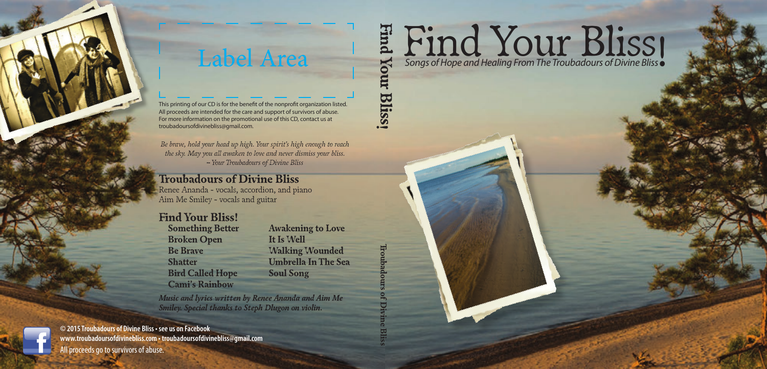# Find Your Bliss!

*Songs of Hope and Healing From The Troubadours of Divine Bliss*

Label Area

This printing of our CD is for the benefit of the nonprofit organization listed. All proceeds are intended for the care and support of survivors of abuse. For more information on the promotional use of this CD, contact us at troubadoursofdivinebliss@gmail.com.

*Be brave, hold your head up high. Your spirit's high enough to reach the sky. May you all awaken to love and never dismiss your bliss.*
*– Your Troubadours of Divine Bliss*

## Troubadours of Divine Bliss

Renee Ananda - vocals, accordion, and piano
Aim Me Smiley - vocals and guitar

## Find Your Bliss!

**Something Better**
**Broken Open**
**Be Brave**
**Shatter**
**Bird Called Hope**
**Cami's Rainbow**
**Awakening to Love**
**It Is Well**
**Walking Wounded**
**Umbrella In The Sea**
**Soul Song**

***Music and lyrics written by Renee Ananda and Aim Me Smiley. Special thanks to Steph Dlugon on violin.***

**© 2015 Troubadours of Divine Bliss • see us on Facebook**
**www.troubadoursofdivinebliss.com • troubadoursofdivinebliss@gmail.com**
All proceeds go to survivors of abuse.

**Find Your Bliss!**

**Troubadours of Divine Bliss**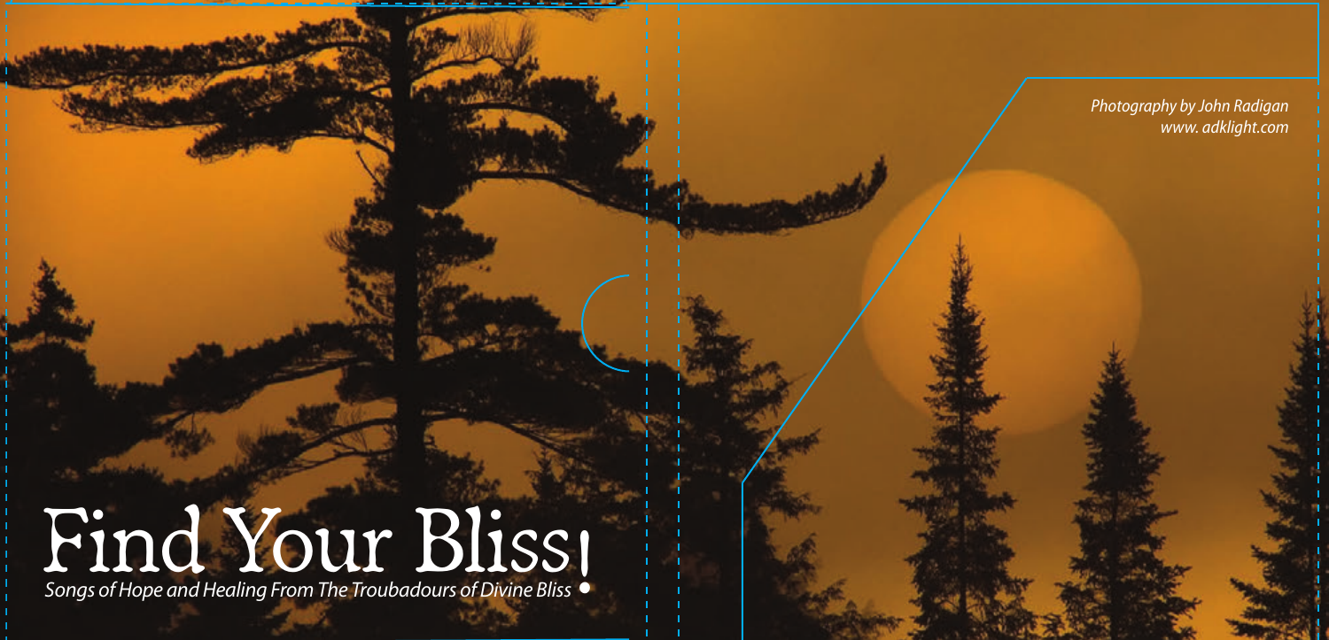Photography by John Radigan
www. adklight.com

# Find Your Bliss!

*Songs of Hope and Healing From The Troubadours of Divine Bliss*